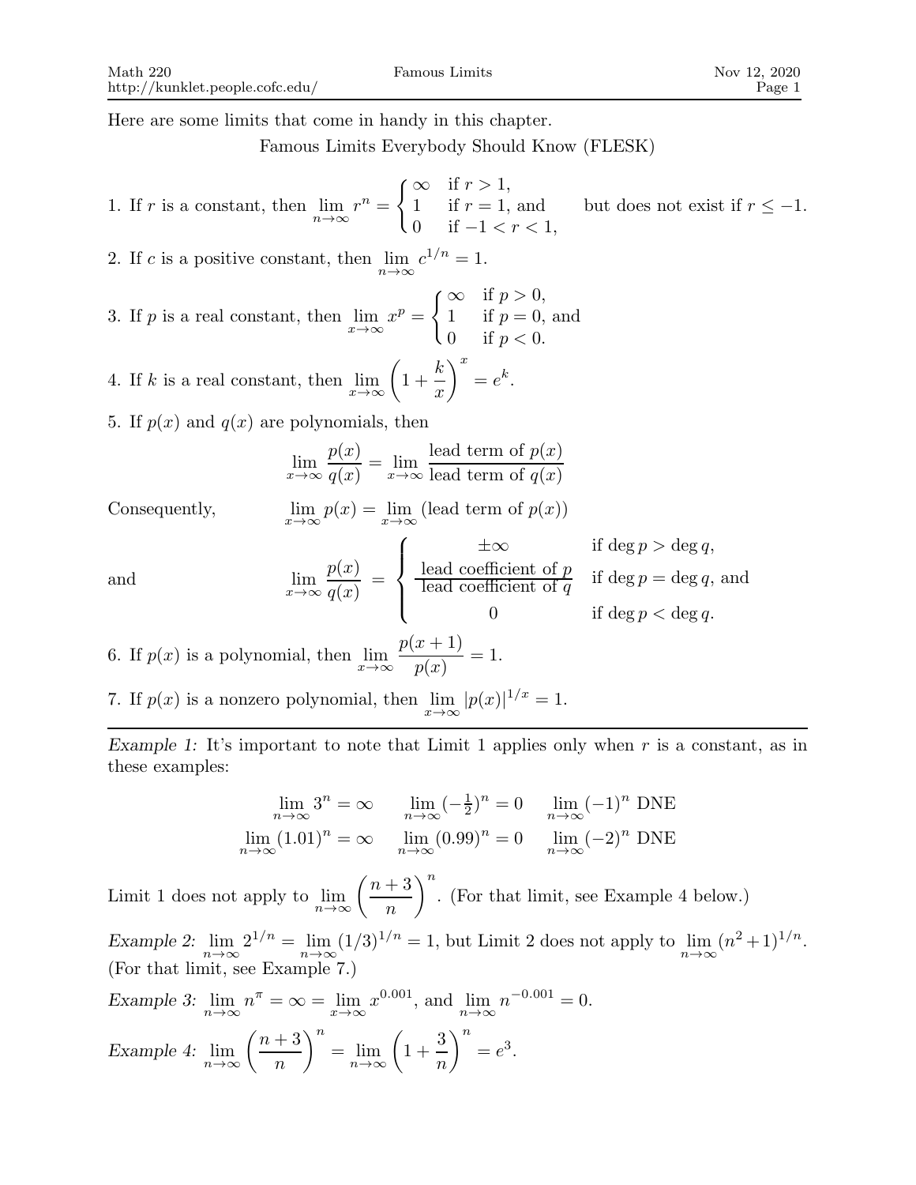Here are some limits that come in handy in this chapter.

Famous Limits Everybody Should Know (FLESK)

1. If $r$ is a constant, then $\lim_{n\to\infty} r^n = \begin{cases} \infty & \text{if } r > 1, \\ 1 & \text{if } r = 1, \text{ and} \\ 0 & \text{if } -1 < r < 1, \end{cases}$ but does not exist if $r \leq -1$.

2. If $c$ is a positive constant, then $\lim_{n\to\infty} c^{1/n} = 1$.

3. If $p$ is a real constant, then $\lim_{x\to\infty} x^p = \begin{cases} \infty & \text{if } p > 0, \\ 1 & \text{if } p = 0, \text{ and} \\ 0 & \text{if } p < 0. \end{cases}$

4. If $k$ is a real constant, then $\lim_{x\to\infty} \left(1 + \frac{k}{x}\right)^x = e^k$.

5. If $p(x)$ and $q(x)$ are polynomials, then

$$\lim_{x\to\infty} \frac{p(x)}{q(x)} = \lim_{x\to\infty} \frac{\text{lead term of } p(x)}{\text{lead term of } q(x)}$$

Consequently,

$$\lim_{x\to\infty} p(x) = \lim_{x\to\infty} (\text{lead term of } p(x))$$

and

$$\lim_{x\to\infty} \frac{p(x)}{q(x)} = \begin{cases} \pm\infty & \text{if } \deg p > \deg q, \\ \dfrac{\text{lead coefficient of } p}{\text{lead coefficient of } q} & \text{if } \deg p = \deg q, \text{ and} \\ 0 & \text{if } \deg p < \deg q. \end{cases}$$

6. If $p(x)$ is a polynomial, then $\lim_{x\to\infty} \frac{p(x+1)}{p(x)} = 1$.

7. If $p(x)$ is a nonzero polynomial, then $\lim_{x\to\infty} |p(x)|^{1/x} = 1$.

---

*Example 1:* It's important to note that Limit 1 applies only when $r$ is a constant, as in these examples:

$$\lim_{n\to\infty} 3^n = \infty \qquad \lim_{n\to\infty} (-\tfrac{1}{2})^n = 0 \qquad \lim_{n\to\infty} (-1)^n \text{ DNE}$$

$$\lim_{n\to\infty} (1.01)^n = \infty \qquad \lim_{n\to\infty} (0.99)^n = 0 \qquad \lim_{n\to\infty} (-2)^n \text{ DNE}$$

Limit 1 does not apply to $\lim_{n\to\infty} \left(\frac{n+3}{n}\right)^n$. (For that limit, see Example 4 below.)

*Example 2:* $\lim_{n\to\infty} 2^{1/n} = \lim_{n\to\infty} (1/3)^{1/n} = 1$, but Limit 2 does not apply to $\lim_{n\to\infty} (n^2+1)^{1/n}$. (For that limit, see Example 7.)

*Example 3:* $\lim_{n\to\infty} n^{\pi} = \infty = \lim_{x\to\infty} x^{0.001}$, and $\lim_{n\to\infty} n^{-0.001} = 0$.

*Example 4:* $\lim_{n\to\infty} \left(\frac{n+3}{n}\right)^n = \lim_{n\to\infty} \left(1 + \frac{3}{n}\right)^n = e^3$.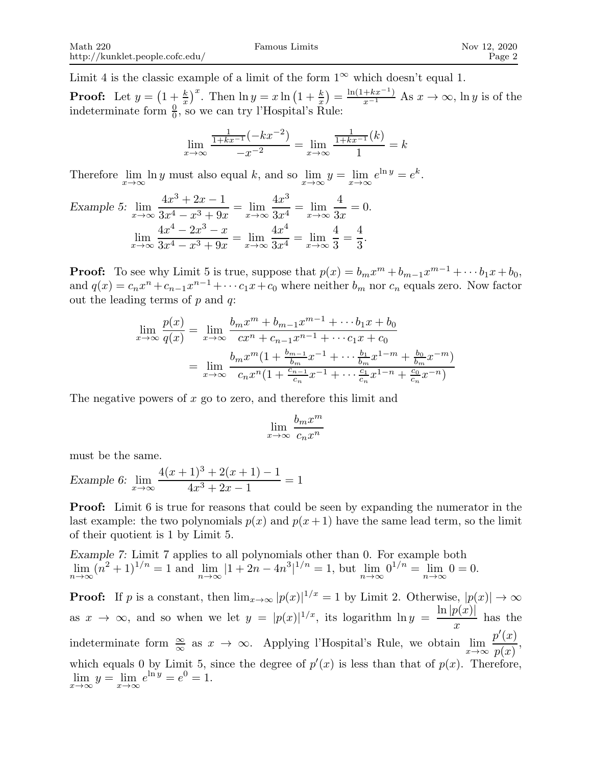Limit 4 is the classic example of a limit of the form $1^\infty$ which doesn't equal 1.

**Proof:** Let $y = \left(1 + \frac{k}{x}\right)^x$. Then $\ln y = x \ln\left(1 + \frac{k}{x}\right) = \frac{\ln(1+kx^{-1})}{x^{-1}}$ As $x \to \infty$, $\ln y$ is of the indeterminate form $\frac{0}{0}$, so we can try l'Hospital's Rule:

$$\lim_{x\to\infty} \frac{\frac{1}{1+kx^{-1}}(-kx^{-2})}{-x^{-2}} = \lim_{x\to\infty} \frac{\frac{1}{1+kx^{-1}}(k)}{1} = k$$

Therefore $\lim_{x\to\infty} \ln y$ must also equal $k$, and so $\lim_{x\to\infty} y = \lim_{x\to\infty} e^{\ln y} = e^k$.

*Example 5:* $\displaystyle\lim_{x\to\infty} \frac{4x^3 + 2x - 1}{3x^4 - x^3 + 9x} = \lim_{x\to\infty} \frac{4x^3}{3x^4} = \lim_{x\to\infty} \frac{4}{3x} = 0.$

$$\lim_{x\to\infty} \frac{4x^4 - 2x^3 - x}{3x^4 - x^3 + 9x} = \lim_{x\to\infty} \frac{4x^4}{3x^4} = \lim_{x\to\infty} \frac{4}{3} = \frac{4}{3}.$$

**Proof:** To see why Limit 5 is true, suppose that $p(x) = b_m x^m + b_{m-1}x^{m-1} + \cdots b_1 x + b_0$, and $q(x) = c_n x^n + c_{n-1}x^{n-1} + \cdots c_1 x + c_0$ where neither $b_m$ nor $c_n$ equals zero. Now factor out the leading terms of $p$ and $q$:

$$\begin{aligned}\lim_{x\to\infty} \frac{p(x)}{q(x)} &= \lim_{x\to\infty} \frac{b_m x^m + b_{m-1}x^{m-1} + \cdots b_1 x + b_0}{cx^n + c_{n-1}x^{n-1} + \cdots c_1 x + c_0} \\ &= \lim_{x\to\infty} \frac{b_m x^m (1 + \frac{b_{m-1}}{b_m}x^{-1} + \cdots \frac{b_1}{b_m}x^{1-m} + \frac{b_0}{b_m}x^{-m})}{c_n x^n (1 + \frac{c_{n-1}}{c_n}x^{-1} + \cdots \frac{c_1}{c_n}x^{1-n} + \frac{c_0}{c_n}x^{-n})}\end{aligned}$$

The negative powers of $x$ go to zero, and therefore this limit and

$$\lim_{x\to\infty} \frac{b_m x^m}{c_n x^n}$$

must be the same.

*Example 6:* $\displaystyle\lim_{x\to\infty} \frac{4(x+1)^3 + 2(x+1) - 1}{4x^3 + 2x - 1} = 1$

**Proof:** Limit 6 is true for reasons that could be seen by expanding the numerator in the last example: the two polynomials $p(x)$ and $p(x+1)$ have the same lead term, so the limit of their quotient is 1 by Limit 5.

*Example 7:* Limit 7 applies to all polynomials other than 0. For example both $\lim_{n\to\infty} (n^2+1)^{1/n} = 1$ and $\lim_{n\to\infty} |1 + 2n - 4n^3|^{1/n} = 1$, but $\lim_{n\to\infty} 0^{1/n} = \lim_{n\to\infty} 0 = 0$.

**Proof:** If $p$ is a constant, then $\lim_{x\to\infty} |p(x)|^{1/x} = 1$ by Limit 2. Otherwise, $|p(x)| \to \infty$ as $x \to \infty$, and so when we let $y = |p(x)|^{1/x}$, its logarithm $\ln y = \dfrac{\ln|p(x)|}{x}$ has the indeterminate form $\frac{\infty}{\infty}$ as $x \to \infty$. Applying l'Hospital's Rule, we obtain $\displaystyle\lim_{x\to\infty} \frac{p'(x)}{p(x)}$, which equals 0 by Limit 5, since the degree of $p'(x)$ is less than that of $p(x)$. Therefore, $\lim_{x\to\infty} y = \lim_{x\to\infty} e^{\ln y} = e^0 = 1$.